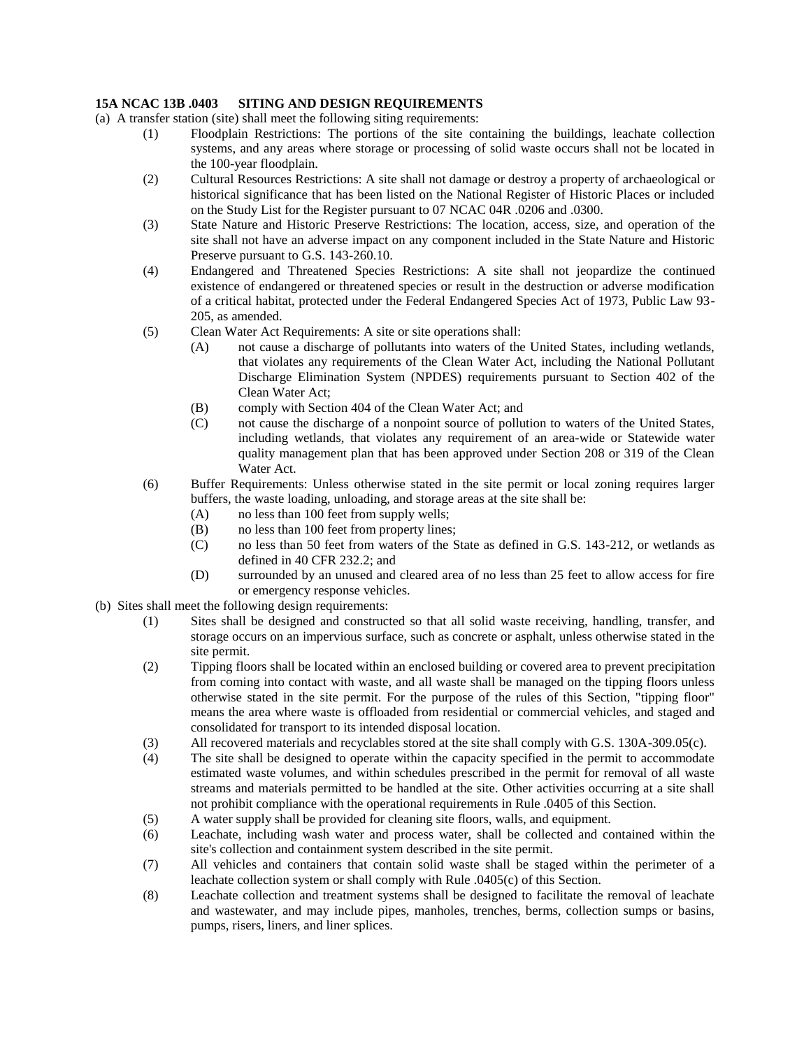**15A NCAC 13B .0403 SITING AND DESIGN REQUIREMENTS**

(a) A transfer station (site) shall meet the following siting requirements:

- (1) Floodplain Restrictions: The portions of the site containing the buildings, leachate collection systems, and any areas where storage or processing of solid waste occurs shall not be located in the 100-year floodplain.
- (2) Cultural Resources Restrictions: A site shall not damage or destroy a property of archaeological or historical significance that has been listed on the National Register of Historic Places or included on the Study List for the Register pursuant to 07 NCAC 04R .0206 and .0300.
- (3) State Nature and Historic Preserve Restrictions: The location, access, size, and operation of the site shall not have an adverse impact on any component included in the State Nature and Historic Preserve pursuant to G.S. 143-260.10.
- (4) Endangered and Threatened Species Restrictions: A site shall not jeopardize the continued existence of endangered or threatened species or result in the destruction or adverse modification of a critical habitat, protected under the Federal Endangered Species Act of 1973, Public Law 93-205, as amended.
- (5) Clean Water Act Requirements: A site or site operations shall:
  - (A) not cause a discharge of pollutants into waters of the United States, including wetlands, that violates any requirements of the Clean Water Act, including the National Pollutant Discharge Elimination System (NPDES) requirements pursuant to Section 402 of the Clean Water Act;
  - (B) comply with Section 404 of the Clean Water Act; and
  - (C) not cause the discharge of a nonpoint source of pollution to waters of the United States, including wetlands, that violates any requirement of an area-wide or Statewide water quality management plan that has been approved under Section 208 or 319 of the Clean Water Act.
- (6) Buffer Requirements: Unless otherwise stated in the site permit or local zoning requires larger buffers, the waste loading, unloading, and storage areas at the site shall be:
  - (A) no less than 100 feet from supply wells;
  - (B) no less than 100 feet from property lines;
  - (C) no less than 50 feet from waters of the State as defined in G.S. 143-212, or wetlands as defined in 40 CFR 232.2; and
  - (D) surrounded by an unused and cleared area of no less than 25 feet to allow access for fire or emergency response vehicles.

(b) Sites shall meet the following design requirements:

- (1) Sites shall be designed and constructed so that all solid waste receiving, handling, transfer, and storage occurs on an impervious surface, such as concrete or asphalt, unless otherwise stated in the site permit.
- (2) Tipping floors shall be located within an enclosed building or covered area to prevent precipitation from coming into contact with waste, and all waste shall be managed on the tipping floors unless otherwise stated in the site permit. For the purpose of the rules of this Section, "tipping floor" means the area where waste is offloaded from residential or commercial vehicles, and staged and consolidated for transport to its intended disposal location.
- (3) All recovered materials and recyclables stored at the site shall comply with G.S. 130A-309.05(c).
- (4) The site shall be designed to operate within the capacity specified in the permit to accommodate estimated waste volumes, and within schedules prescribed in the permit for removal of all waste streams and materials permitted to be handled at the site. Other activities occurring at a site shall not prohibit compliance with the operational requirements in Rule .0405 of this Section.
- (5) A water supply shall be provided for cleaning site floors, walls, and equipment.
- (6) Leachate, including wash water and process water, shall be collected and contained within the site's collection and containment system described in the site permit.
- (7) All vehicles and containers that contain solid waste shall be staged within the perimeter of a leachate collection system or shall comply with Rule .0405(c) of this Section.
- (8) Leachate collection and treatment systems shall be designed to facilitate the removal of leachate and wastewater, and may include pipes, manholes, trenches, berms, collection sumps or basins, pumps, risers, liners, and liner splices.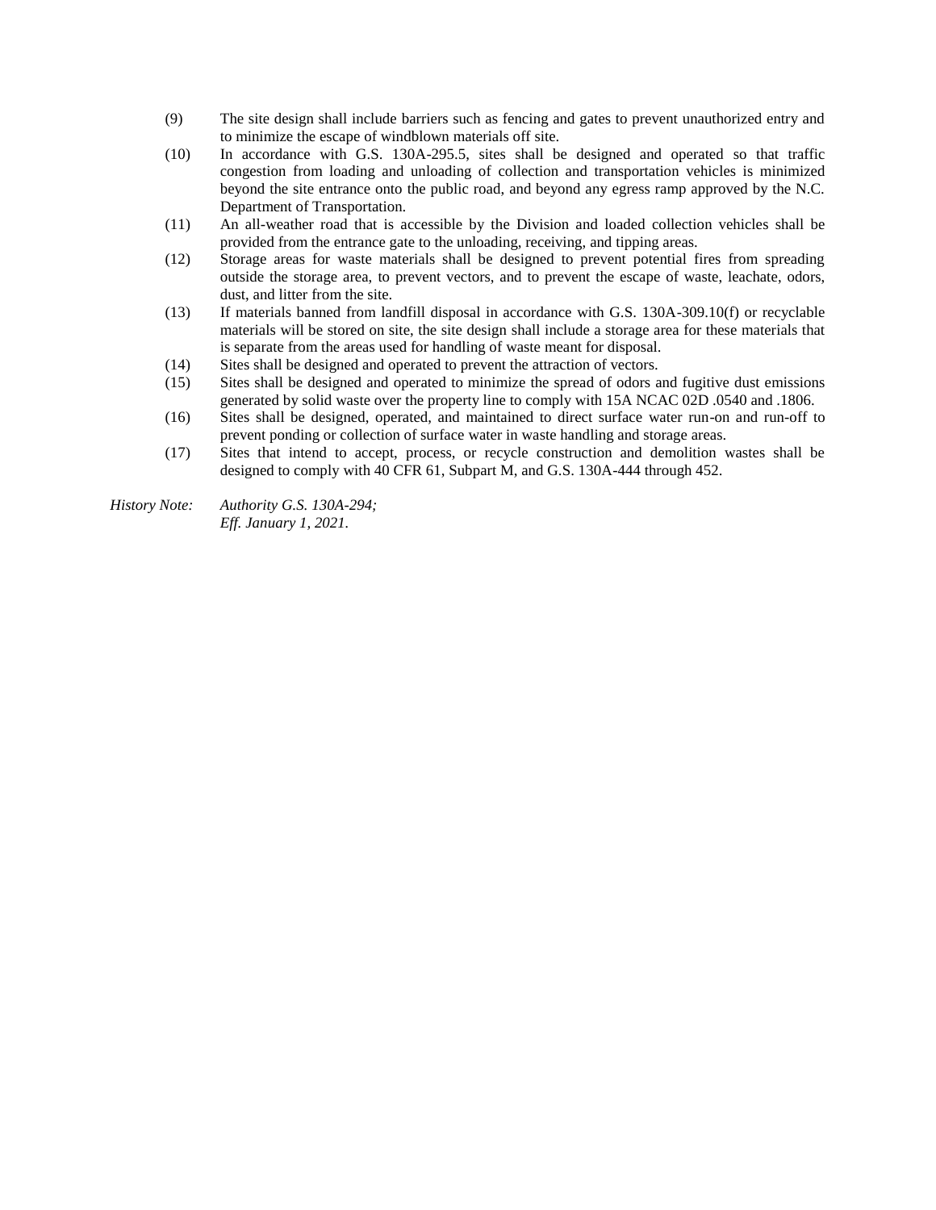(9) The site design shall include barriers such as fencing and gates to prevent unauthorized entry and to minimize the escape of windblown materials off site.

(10) In accordance with G.S. 130A-295.5, sites shall be designed and operated so that traffic congestion from loading and unloading of collection and transportation vehicles is minimized beyond the site entrance onto the public road, and beyond any egress ramp approved by the N.C. Department of Transportation.

(11) An all-weather road that is accessible by the Division and loaded collection vehicles shall be provided from the entrance gate to the unloading, receiving, and tipping areas.

(12) Storage areas for waste materials shall be designed to prevent potential fires from spreading outside the storage area, to prevent vectors, and to prevent the escape of waste, leachate, odors, dust, and litter from the site.

(13) If materials banned from landfill disposal in accordance with G.S. 130A-309.10(f) or recyclable materials will be stored on site, the site design shall include a storage area for these materials that is separate from the areas used for handling of waste meant for disposal.

(14) Sites shall be designed and operated to prevent the attraction of vectors.

(15) Sites shall be designed and operated to minimize the spread of odors and fugitive dust emissions generated by solid waste over the property line to comply with 15A NCAC 02D .0540 and .1806.

(16) Sites shall be designed, operated, and maintained to direct surface water run-on and run-off to prevent ponding or collection of surface water in waste handling and storage areas.

(17) Sites that intend to accept, process, or recycle construction and demolition wastes shall be designed to comply with 40 CFR 61, Subpart M, and G.S. 130A-444 through 452.

*History Note: Authority G.S. 130A-294;*
*Eff. January 1, 2021.*